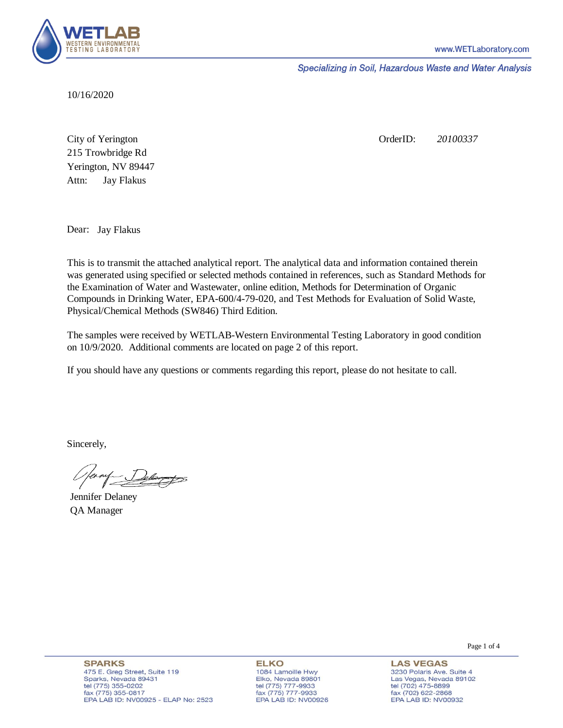WETLAB
WESTERN ENVIRONMENTAL TESTING LABORATORY

www.WETLaboratory.com

*Specializing in Soil, Hazardous Waste and Water Analysis*

10/16/2020

City of Yerington
215 Trowbridge Rd
Yerington, NV 89447
Attn: Jay Flakus

OrderID: *20100337*

Dear: Jay Flakus

This is to transmit the attached analytical report. The analytical data and information contained therein was generated using specified or selected methods contained in references, such as Standard Methods for the Examination of Water and Wastewater, online edition, Methods for Determination of Organic Compounds in Drinking Water, EPA-600/4-79-020, and Test Methods for Evaluation of Solid Waste, Physical/Chemical Methods (SW846) Third Edition.

The samples were received by WETLAB-Western Environmental Testing Laboratory in good condition on 10/9/2020. Additional comments are located on page 2 of this report.

If you should have any questions or comments regarding this report, please do not hesitate to call.

Sincerely,

Jennifer Delaney
QA Manager

**SPARKS**
475 E. Greg Street, Suite 119
Sparks, Nevada 89431
tel (775) 355-0202
fax (775) 355-0817
EPA LAB ID: NV00925 - ELAP No: 2523

**ELKO**
1084 Lamoille Hwy
Elko, Nevada 89801
tel (775) 777-9933
fax (775) 777-9933
EPA LAB ID: NV00926

**LAS VEGAS**
3230 Polaris Ave. Suite 4
Las Vegas, Nevada 89102
tel (702) 475-8899
fax (702) 622-2868
EPA LAB ID: NV00932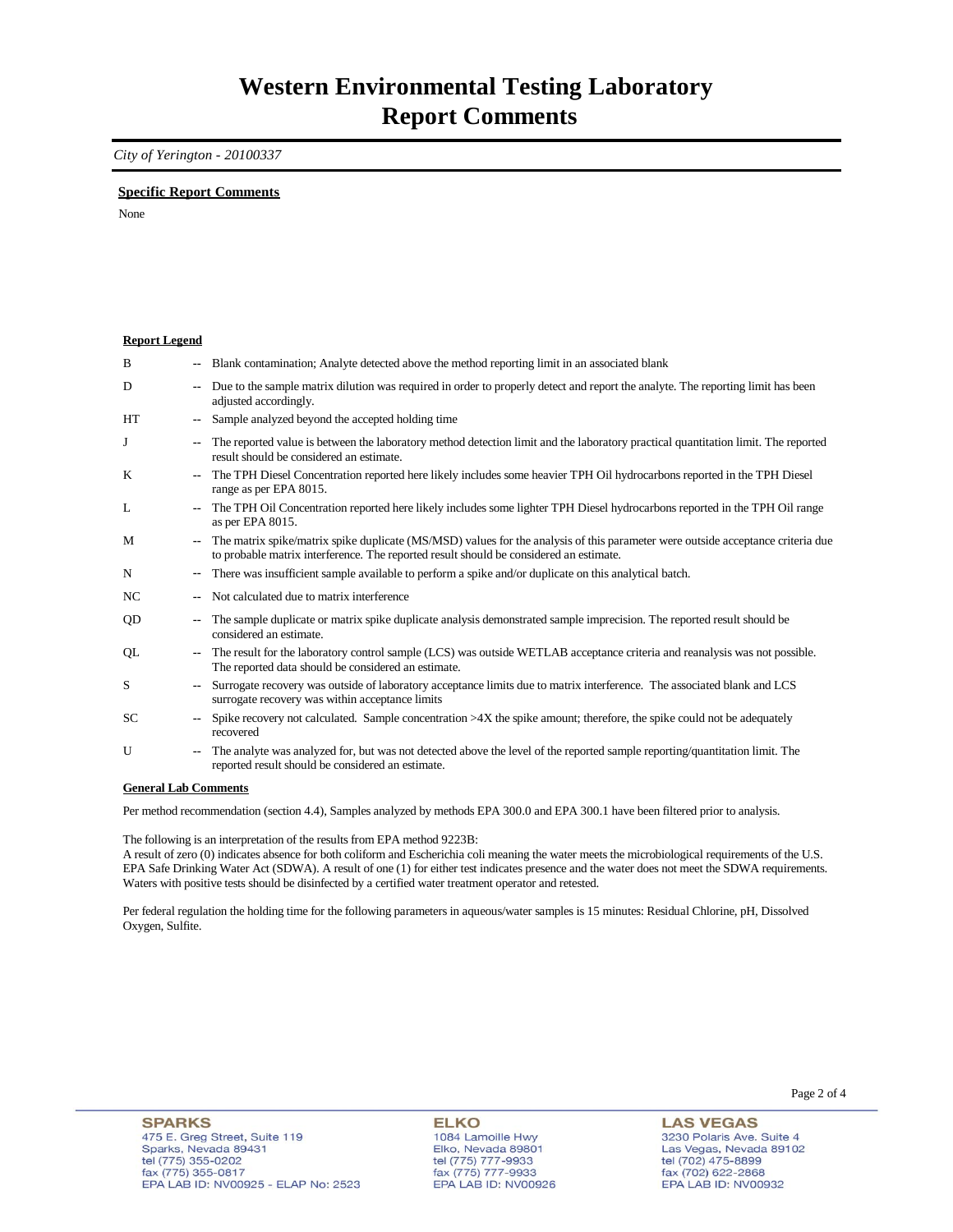# Western Environmental Testing Laboratory
# Report Comments

*City of Yerington - 20100337*

**Specific Report Comments**

None

**Report Legend**

| | | |
|---|---|---|
| B | -- | Blank contamination; Analyte detected above the method reporting limit in an associated blank |
| D | -- | Due to the sample matrix dilution was required in order to properly detect and report the analyte. The reporting limit has been adjusted accordingly. |
| HT | -- | Sample analyzed beyond the accepted holding time |
| J | -- | The reported value is between the laboratory method detection limit and the laboratory practical quantitation limit. The reported result should be considered an estimate. |
| K | -- | The TPH Diesel Concentration reported here likely includes some heavier TPH Oil hydrocarbons reported in the TPH Diesel range as per EPA 8015. |
| L | -- | The TPH Oil Concentration reported here likely includes some lighter TPH Diesel hydrocarbons reported in the TPH Oil range as per EPA 8015. |
| M | -- | The matrix spike/matrix spike duplicate (MS/MSD) values for the analysis of this parameter were outside acceptance criteria due to probable matrix interference. The reported result should be considered an estimate. |
| N | -- | There was insufficient sample available to perform a spike and/or duplicate on this analytical batch. |
| NC | -- | Not calculated due to matrix interference |
| QD | -- | The sample duplicate or matrix spike duplicate analysis demonstrated sample imprecision. The reported result should be considered an estimate. |
| QL | -- | The result for the laboratory control sample (LCS) was outside WETLAB acceptance criteria and reanalysis was not possible. The reported data should be considered an estimate. |
| S | -- | Surrogate recovery was outside of laboratory acceptance limits due to matrix interference. The associated blank and LCS surrogate recovery was within acceptance limits |
| SC | -- | Spike recovery not calculated. Sample concentration >4X the spike amount; therefore, the spike could not be adequately recovered |
| U | -- | The analyte was analyzed for, but was not detected above the level of the reported sample reporting/quantitation limit. The reported result should be considered an estimate. |

**General Lab Comments**

Per method recommendation (section 4.4), Samples analyzed by methods EPA 300.0 and EPA 300.1 have been filtered prior to analysis.

The following is an interpretation of the results from EPA method 9223B:
A result of zero (0) indicates absence for both coliform and Escherichia coli meaning the water meets the microbiological requirements of the U.S. EPA Safe Drinking Water Act (SDWA). A result of one (1) for either test indicates presence and the water does not meet the SDWA requirements. Waters with positive tests should be disinfected by a certified water treatment operator and retested.

Per federal regulation the holding time for the following parameters in aqueous/water samples is 15 minutes: Residual Chlorine, pH, Dissolved Oxygen, Sulfite.

**SPARKS**
475 E. Greg Street, Suite 119
Sparks, Nevada 89431
tel (775) 355-0202
fax (775) 355-0817
EPA LAB ID: NV00925 - ELAP No: 2523

**ELKO**
1084 Lamoille Hwy
Elko, Nevada 89801
tel (775) 777-9933
fax (775) 777-9933
EPA LAB ID: NV00926

**LAS VEGAS**
3230 Polaris Ave. Suite 4
Las Vegas, Nevada 89102
tel (702) 475-8899
fax (702) 622-2868
EPA LAB ID: NV00932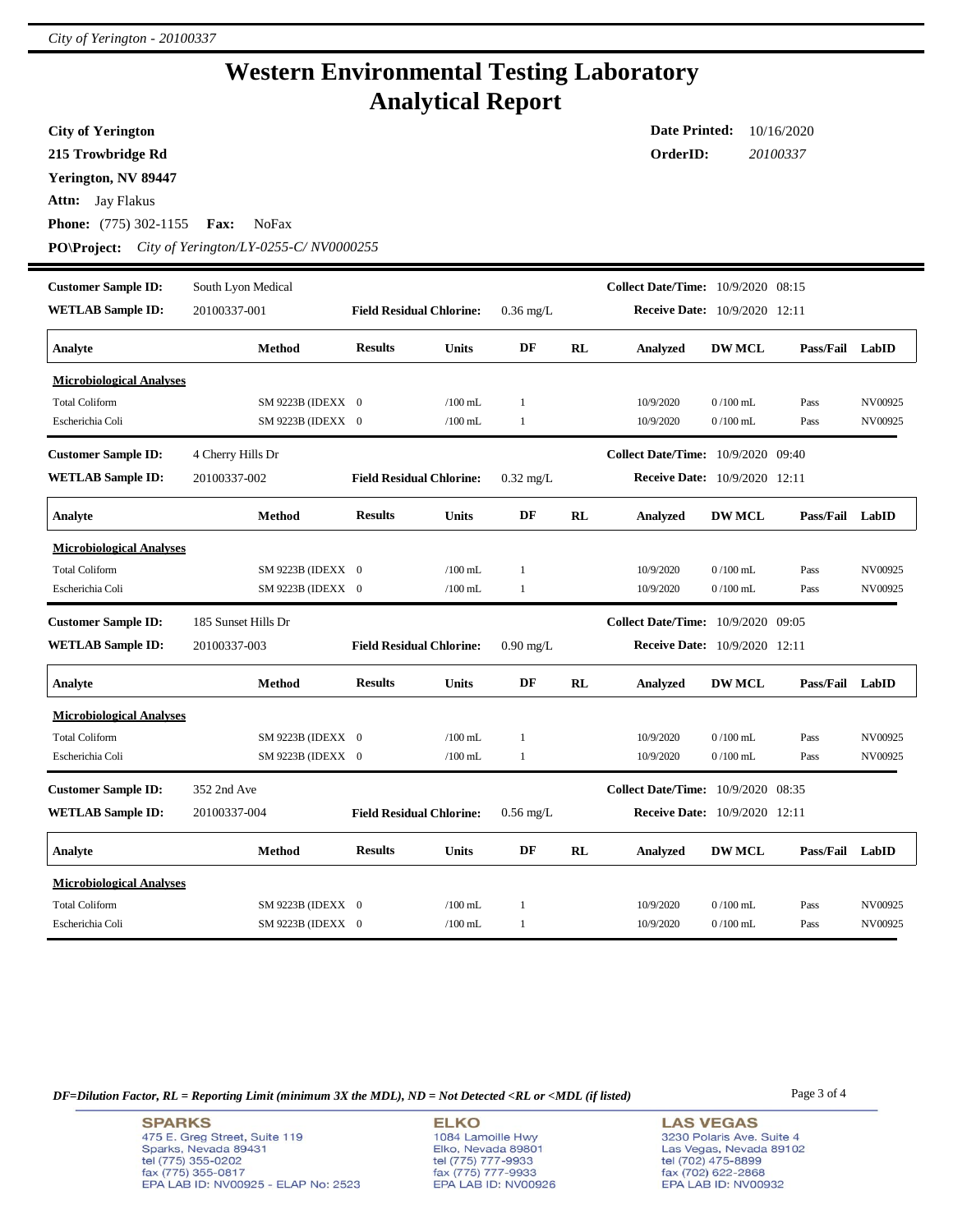# Western Environmental Testing Laboratory
# Analytical Report

**City of Yerington**
**215 Trowbridge Rd**
**Yerington, NV 89447**
**Attn:** Jay Flakus
**Phone:** (775) 302-1155 **Fax:** NoFax
**PO\Project:** *City of Yerington/LY-0255-C/ NV0000255*

**Date Printed:** 10/16/2020
**OrderID:** *20100337*

---

**Customer Sample ID:** South Lyon Medical
**WETLAB Sample ID:** 20100337-001
**Field Residual Chlorine:** 0.36 mg/L
**Collect Date/Time:** 10/9/2020 08:15
**Receive Date:** 10/9/2020 12:11

| Analyte | Method | Results | Units | DF | RL | Analyzed | DW MCL | Pass/Fail | LabID |
|---|---|---|---|---|---|---|---|---|---|
| **Microbiological Analyses** | | | | | | | | | |
| Total Coliform | SM 9223B (IDEXX | 0 | /100 mL | 1 | | 10/9/2020 | 0 /100 mL | Pass | NV00925 |
| Escherichia Coli | SM 9223B (IDEXX | 0 | /100 mL | 1 | | 10/9/2020 | 0 /100 mL | Pass | NV00925 |

**Customer Sample ID:** 4 Cherry Hills Dr
**WETLAB Sample ID:** 20100337-002
**Field Residual Chlorine:** 0.32 mg/L
**Collect Date/Time:** 10/9/2020 09:40
**Receive Date:** 10/9/2020 12:11

| Analyte | Method | Results | Units | DF | RL | Analyzed | DW MCL | Pass/Fail | LabID |
|---|---|---|---|---|---|---|---|---|---|
| **Microbiological Analyses** | | | | | | | | | |
| Total Coliform | SM 9223B (IDEXX | 0 | /100 mL | 1 | | 10/9/2020 | 0 /100 mL | Pass | NV00925 |
| Escherichia Coli | SM 9223B (IDEXX | 0 | /100 mL | 1 | | 10/9/2020 | 0 /100 mL | Pass | NV00925 |

**Customer Sample ID:** 185 Sunset Hills Dr
**WETLAB Sample ID:** 20100337-003
**Field Residual Chlorine:** 0.90 mg/L
**Collect Date/Time:** 10/9/2020 09:05
**Receive Date:** 10/9/2020 12:11

| Analyte | Method | Results | Units | DF | RL | Analyzed | DW MCL | Pass/Fail | LabID |
|---|---|---|---|---|---|---|---|---|---|
| **Microbiological Analyses** | | | | | | | | | |
| Total Coliform | SM 9223B (IDEXX | 0 | /100 mL | 1 | | 10/9/2020 | 0 /100 mL | Pass | NV00925 |
| Escherichia Coli | SM 9223B (IDEXX | 0 | /100 mL | 1 | | 10/9/2020 | 0 /100 mL | Pass | NV00925 |

**Customer Sample ID:** 352 2nd Ave
**WETLAB Sample ID:** 20100337-004
**Field Residual Chlorine:** 0.56 mg/L
**Collect Date/Time:** 10/9/2020 08:35
**Receive Date:** 10/9/2020 12:11

| Analyte | Method | Results | Units | DF | RL | Analyzed | DW MCL | Pass/Fail | LabID |
|---|---|---|---|---|---|---|---|---|---|
| **Microbiological Analyses** | | | | | | | | | |
| Total Coliform | SM 9223B (IDEXX | 0 | /100 mL | 1 | | 10/9/2020 | 0 /100 mL | Pass | NV00925 |
| Escherichia Coli | SM 9223B (IDEXX | 0 | /100 mL | 1 | | 10/9/2020 | 0 /100 mL | Pass | NV00925 |

*DF=Dilution Factor, RL = Reporting Limit (minimum 3X the MDL), ND = Not Detected <RL or <MDL (if listed)*

**SPARKS**
475 E. Greg Street, Suite 119
Sparks, Nevada 89431
tel (775) 355-0202
fax (775) 355-0817
EPA LAB ID: NV00925 - ELAP No: 2523

**ELKO**
1084 Lamoille Hwy
Elko, Nevada 89801
tel (775) 777-9933
fax (775) 777-9933
EPA LAB ID: NV00926

**LAS VEGAS**
3230 Polaris Ave. Suite 4
Las Vegas, Nevada 89102
tel (702) 475-8899
fax (702) 622-2868
EPA LAB ID: NV00932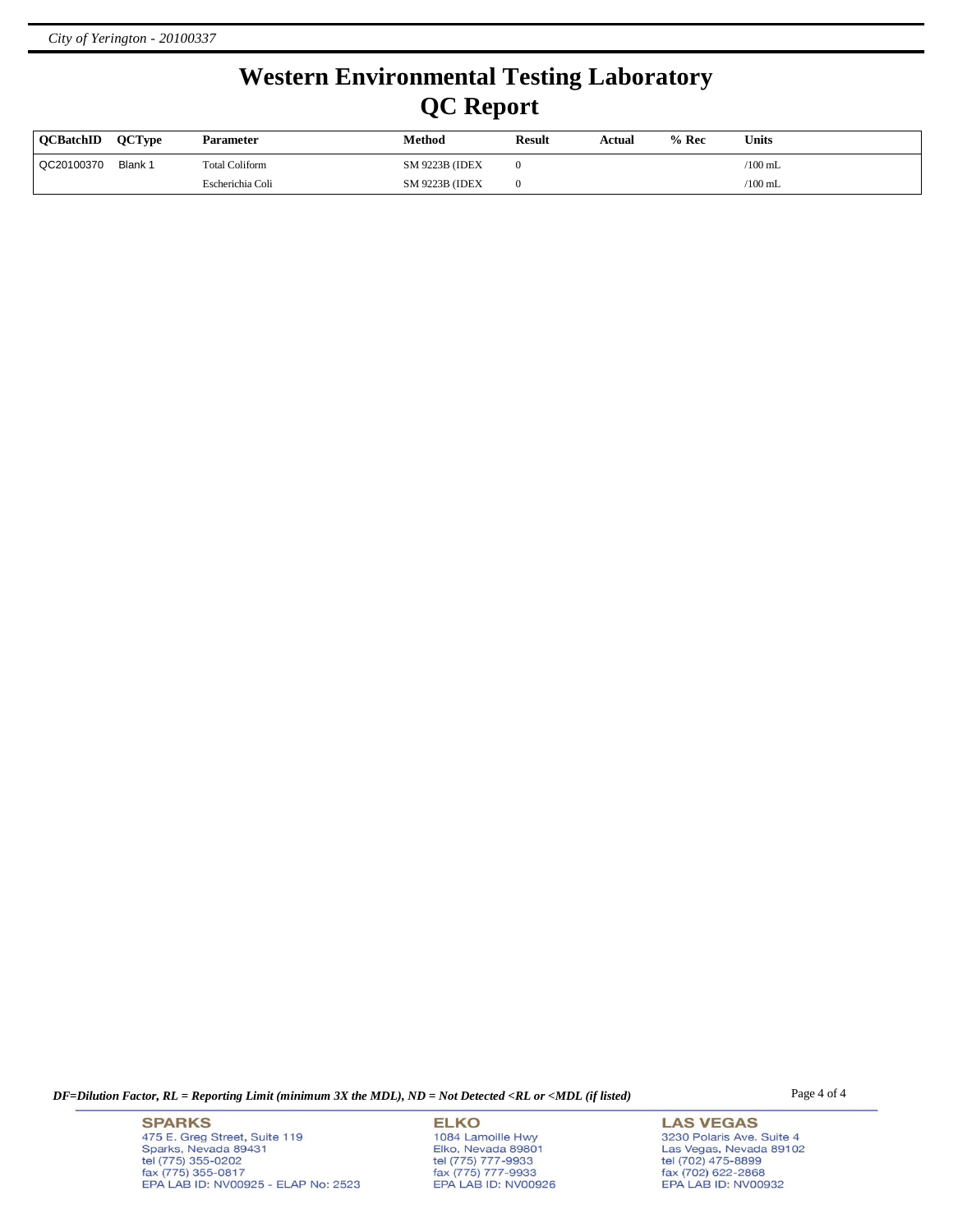# Western Environmental Testing Laboratory
# QC Report

| QCBatchID | QCType | Parameter | Method | Result | Actual | % Rec | Units |
|---|---|---|---|---|---|---|---|
| QC20100370 | Blank 1 | Total Coliform | SM 9223B (IDEX | 0 | | | /100 mL |
| | | Escherichia Coli | SM 9223B (IDEX | 0 | | | /100 mL |

*DF=Dilution Factor, RL = Reporting Limit (minimum 3X the MDL), ND = Not Detected <RL or <MDL (if listed)*

**SPARKS**
475 E. Greg Street, Suite 119
Sparks, Nevada 89431
tel (775) 355-0202
fax (775) 355-0817
EPA LAB ID: NV00925 - ELAP No: 2523

**ELKO**
1084 Lamoille Hwy
Elko, Nevada 89801
tel (775) 777-9933
fax (775) 777-9933
EPA LAB ID: NV00926

**LAS VEGAS**
3230 Polaris Ave. Suite 4
Las Vegas, Nevada 89102
tel (702) 475-8899
fax (702) 622-2868
EPA LAB ID: NV00932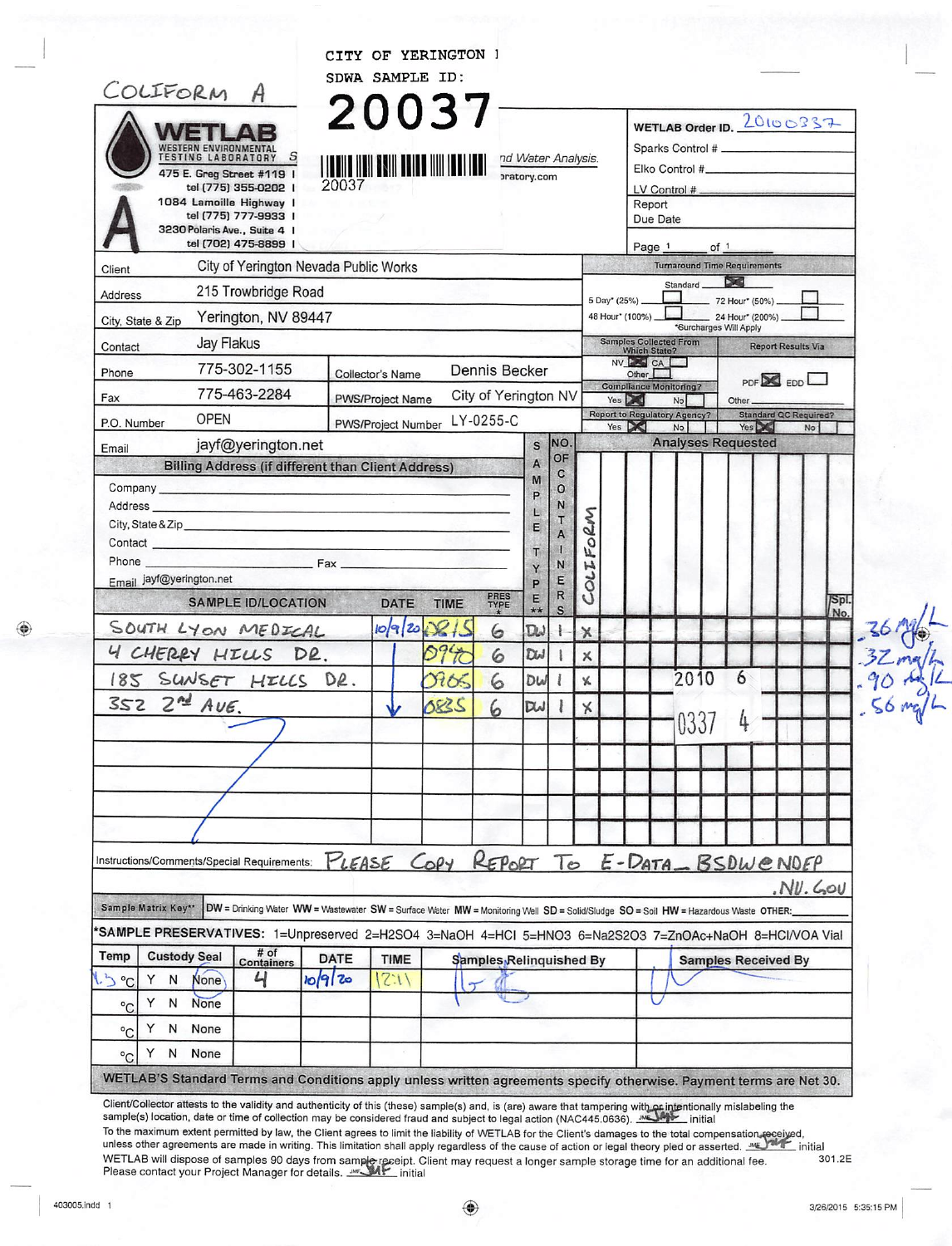COLIFORM A

CITY OF YERINGTON
SDWA SAMPLE ID:

# 20037

20037

**WETLAB**
WESTERN ENVIRONMENTAL TESTING LABORATORY

475 E. Greg Street #119
tel (775) 355-0202
1084 Lamoille Highway
tel (775) 777-9933
3230 Polaris Ave., Suite 4
tel (702) 475-8899

...nd Water Analysis.
...oratory.com

WETLAB Order ID. 20100337
Sparks Control #
Elko Control #
LV Control #
Report Due Date
Page 1 of 1

| | |
|---|---|
| Client | City of Yerington Nevada Public Works |
| Address | 215 Trowbridge Road |
| City, State & Zip | Yerington, NV 89447 |
| Contact | Jay Flakus |
| Phone | 775-302-1155 |
| Fax | 775-463-2284 |
| P.O. Number | OPEN |
| Email | jayf@yerington.net |
| Collector's Name | Dennis Becker |
| PWS/Project Name | City of Yerington NV |
| PWS/Project Number | LY-0255-C |

**Turnaround Time Requirements**
Standard [X]
5 Day* (25%) [ ] 72 Hour* (50%) [ ]
48 Hour* (100%) [ ] 24 Hour* (200%) [ ]
*Surcharges Will Apply

Samples Collected From Which State? NV [X] CA [ ] Other [ ]
Compliance Monitoring? Yes [X] No [ ]
Report to Regulatory Agency? Yes [X] No [ ]

Report Results Via: PDF [X] EDD [ ] Other
Standard QC Required? Yes [X] No [ ]

**Billing Address (if different than Client Address)**
Company
Address
City, State & Zip
Contact
Phone Fax
Email jayf@yerington.net

| SAMPLE ID/LOCATION | DATE | TIME | PRES TYPE* | SAMPLE TYPE** | NO. OF CONTAINERS | COLIFORM | | |
|---|---|---|---|---|---|---|---|---|
| SOUTH LYON MEDICAL | 10/9/20 | 0815 | 6 | DW | 1 | X | | .36 mg/L |
| 4 CHERRY HILLS DR. | ↓ | 0940 | 6 | DW | 1 | X | | .32 mg/L |
| 185 SUNSET HILLS DR. | ↓ | 0905 | 6 | DW | 1 | X | 2010 6 | .90 mg/L |
| 352 2nd AVE. | ↓ | 0835 | 6 | DW | 1 | X | 0337 4 | .56 mg/L |

Instructions/Comments/Special Requirements: PLEASE COPY REPORT TO E-DATA_BSDW@NDEP.NV.GOV

Sample Matrix Key** DW = Drinking Water WW = Wastewater SW = Surface Water MW = Monitoring Well SD = Solid/Sludge SO = Soil HW = Hazardous Waste OTHER:

*SAMPLE PRESERVATIVES: 1=Unpreserved 2=H2SO4 3=NaOH 4=HCl 5=HNO3 6=Na2S2O3 7=ZnOAc+NaOH 8=HCl/VOA Vial

| Temp | Custody Seal | # of Containers | DATE | TIME | Samples Relinquished By | Samples Received By |
|---|---|---|---|---|---|---|
| 1.3 °C | Y N None | 4 | 10/9/20 | 12:11 | [signature] | [signature] |
| °C | Y N None | | | | | |
| °C | Y N None | | | | | |
| °C | Y N None | | | | | |

WETLAB'S Standard Terms and Conditions apply unless written agreements specify otherwise. Payment terms are Net 30.

Client/Collector attests to the validity and authenticity of this (these) sample(s) and, is (are) aware that tampering with or intentionally mislabeling the sample(s) location, date or time of collection may be considered fraud and subject to legal action (NAC445.0636). JMF initial

To the maximum extent permitted by law, the Client agrees to limit the liability of WETLAB for the Client's damages to the total compensation received, unless other agreements are made in writing. This limitation shall apply regardless of the cause of action or legal theory pled or asserted. JMF initial

WETLAB will dispose of samples 90 days from sample receipt. Client may request a longer sample storage time for an additional fee. Please contact your Project Manager for details. JMF initial

301.2E